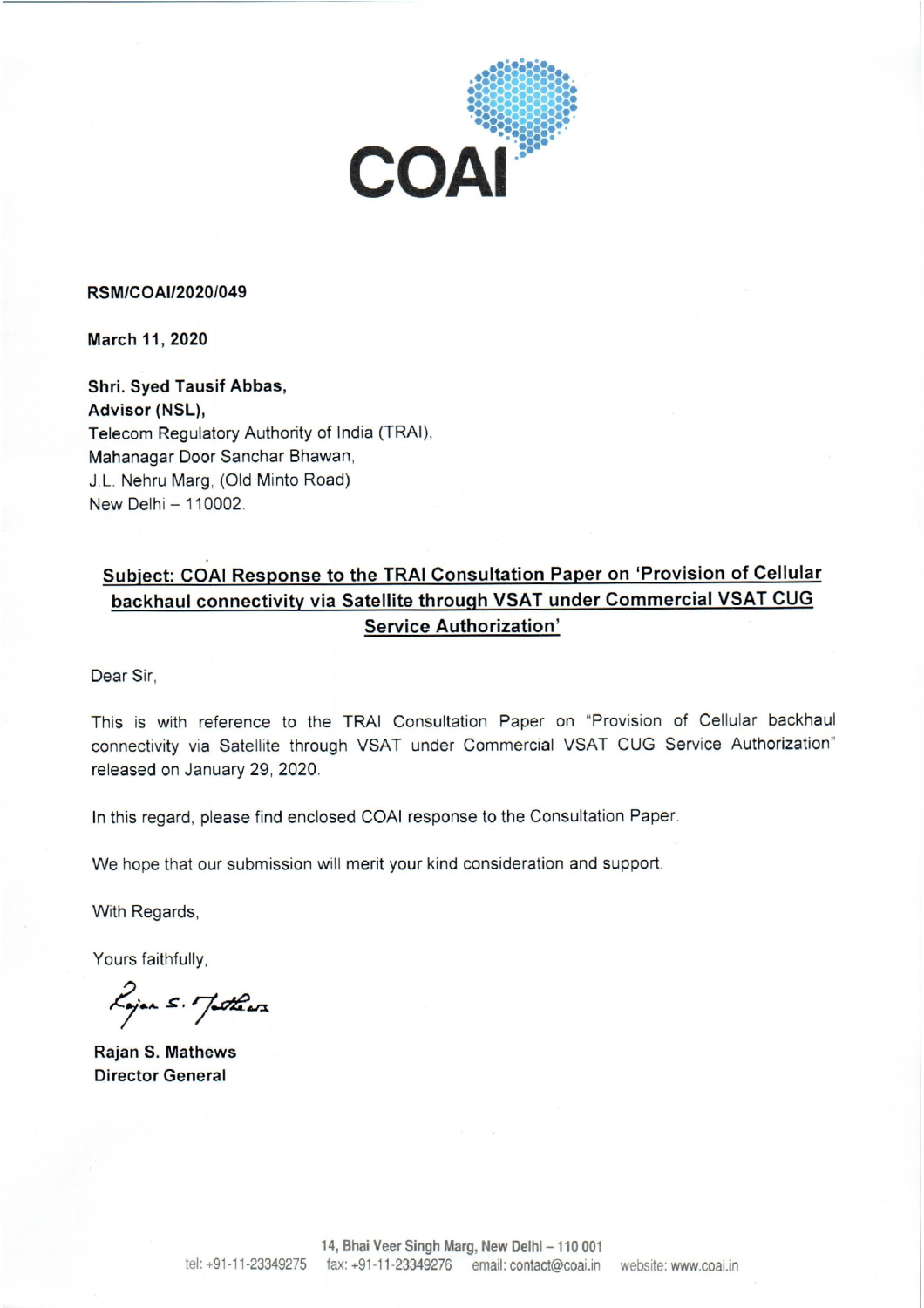COAI

**RSM/COAI/2020/049**

**March 11, 2020**

**Shri. Syed Tausif Abbas,**
**Advisor (NSL),**
Telecom Regulatory Authority of India (TRAI),
Mahanagar Door Sanchar Bhawan,
J.L. Nehru Marg, (Old Minto Road)
New Delhi – 110002.

**Subject: COAI Response to the TRAI Consultation Paper on 'Provision of Cellular backhaul connectivity via Satellite through VSAT under Commercial VSAT CUG Service Authorization'**

Dear Sir,

This is with reference to the TRAI Consultation Paper on "Provision of Cellular backhaul connectivity via Satellite through VSAT under Commercial VSAT CUG Service Authorization" released on January 29, 2020.

In this regard, please find enclosed COAI response to the Consultation Paper.

We hope that our submission will merit your kind consideration and support.

With Regards,

Yours faithfully,

**Rajan S. Mathews**
**Director General**

14, Bhai Veer Singh Marg, New Delhi – 110 001
tel: +91-11-23349275 fax: +91-11-23349276 email: contact@coai.in website: www.coai.in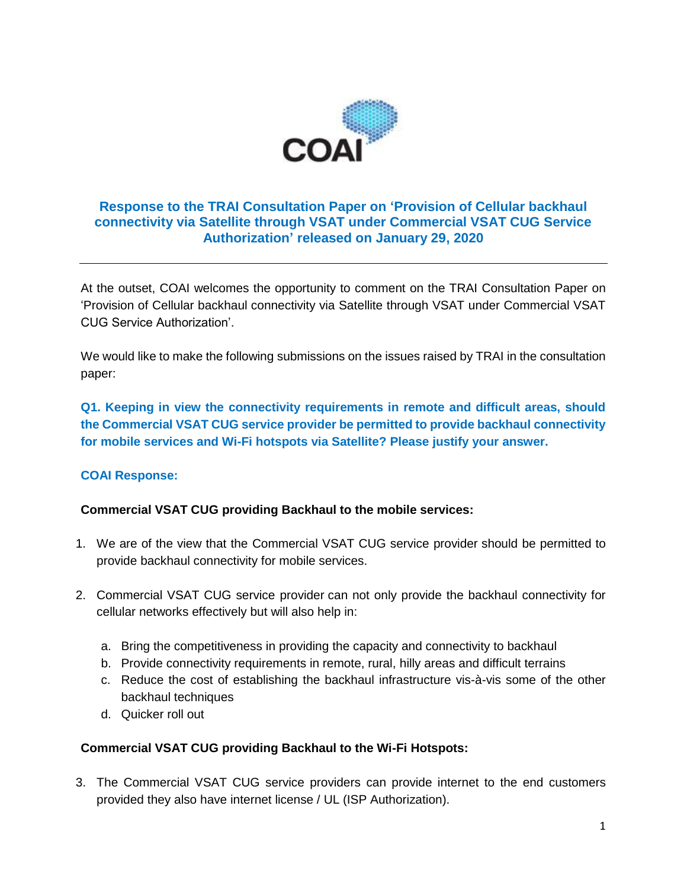COAI

## Response to the TRAI Consultation Paper on 'Provision of Cellular backhaul connectivity via Satellite through VSAT under Commercial VSAT CUG Service Authorization' released on January 29, 2020

---

At the outset, COAI welcomes the opportunity to comment on the TRAI Consultation Paper on 'Provision of Cellular backhaul connectivity via Satellite through VSAT under Commercial VSAT CUG Service Authorization'.

We would like to make the following submissions on the issues raised by TRAI in the consultation paper:

**Q1. Keeping in view the connectivity requirements in remote and difficult areas, should the Commercial VSAT CUG service provider be permitted to provide backhaul connectivity for mobile services and Wi-Fi hotspots via Satellite? Please justify your answer.**

**COAI Response:**

**Commercial VSAT CUG providing Backhaul to the mobile services:**

1. We are of the view that the Commercial VSAT CUG service provider should be permitted to provide backhaul connectivity for mobile services.

2. Commercial VSAT CUG service provider can not only provide the backhaul connectivity for cellular networks effectively but will also help in:

   a. Bring the competitiveness in providing the capacity and connectivity to backhaul
   b. Provide connectivity requirements in remote, rural, hilly areas and difficult terrains
   c. Reduce the cost of establishing the backhaul infrastructure vis-à-vis some of the other backhaul techniques
   d. Quicker roll out

**Commercial VSAT CUG providing Backhaul to the Wi-Fi Hotspots:**

3. The Commercial VSAT CUG service providers can provide internet to the end customers provided they also have internet license / UL (ISP Authorization).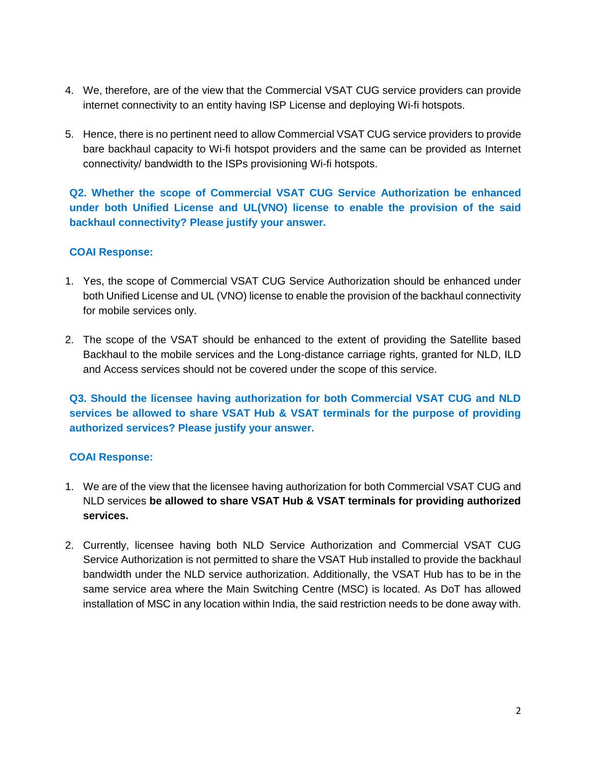4. We, therefore, are of the view that the Commercial VSAT CUG service providers can provide internet connectivity to an entity having ISP License and deploying Wi-fi hotspots.

5. Hence, there is no pertinent need to allow Commercial VSAT CUG service providers to provide bare backhaul capacity to Wi-fi hotspot providers and the same can be provided as Internet connectivity/ bandwidth to the ISPs provisioning Wi-fi hotspots.

**Q2. Whether the scope of Commercial VSAT CUG Service Authorization be enhanced under both Unified License and UL(VNO) license to enable the provision of the said backhaul connectivity? Please justify your answer.**

**COAI Response:**

1. Yes, the scope of Commercial VSAT CUG Service Authorization should be enhanced under both Unified License and UL (VNO) license to enable the provision of the backhaul connectivity for mobile services only.

2. The scope of the VSAT should be enhanced to the extent of providing the Satellite based Backhaul to the mobile services and the Long-distance carriage rights, granted for NLD, ILD and Access services should not be covered under the scope of this service.

**Q3. Should the licensee having authorization for both Commercial VSAT CUG and NLD services be allowed to share VSAT Hub & VSAT terminals for the purpose of providing authorized services? Please justify your answer.**

**COAI Response:**

1. We are of the view that the licensee having authorization for both Commercial VSAT CUG and NLD services **be allowed to share VSAT Hub & VSAT terminals for providing authorized services.**

2. Currently, licensee having both NLD Service Authorization and Commercial VSAT CUG Service Authorization is not permitted to share the VSAT Hub installed to provide the backhaul bandwidth under the NLD service authorization. Additionally, the VSAT Hub has to be in the same service area where the Main Switching Centre (MSC) is located. As DoT has allowed installation of MSC in any location within India, the said restriction needs to be done away with.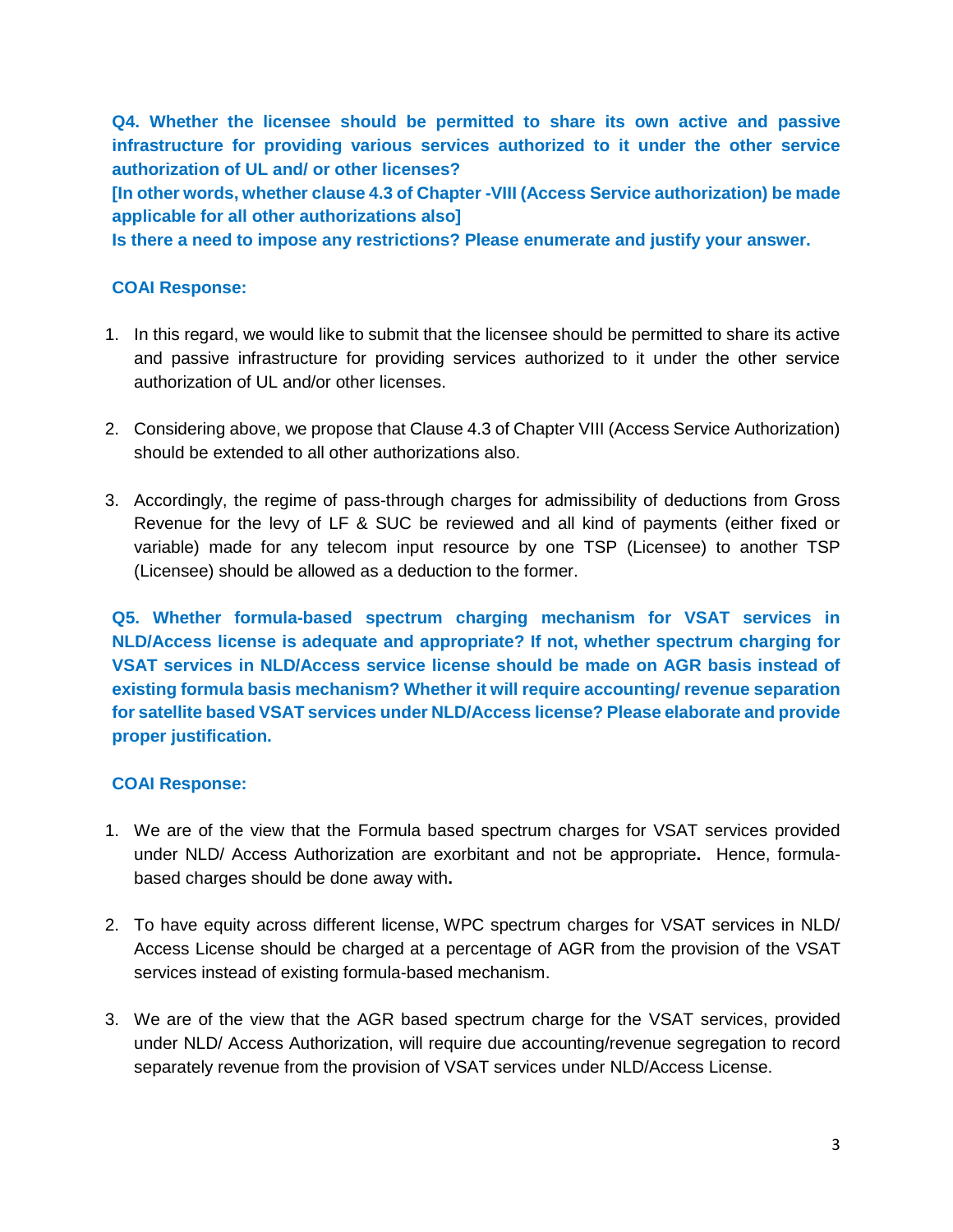**Q4. Whether the licensee should be permitted to share its own active and passive infrastructure for providing various services authorized to it under the other service authorization of UL and/ or other licenses?**

**[In other words, whether clause 4.3 of Chapter -VIII (Access Service authorization) be made applicable for all other authorizations also]**

**Is there a need to impose any restrictions? Please enumerate and justify your answer.**

**COAI Response:**

1. In this regard, we would like to submit that the licensee should be permitted to share its active and passive infrastructure for providing services authorized to it under the other service authorization of UL and/or other licenses.

2. Considering above, we propose that Clause 4.3 of Chapter VIII (Access Service Authorization) should be extended to all other authorizations also.

3. Accordingly, the regime of pass-through charges for admissibility of deductions from Gross Revenue for the levy of LF & SUC be reviewed and all kind of payments (either fixed or variable) made for any telecom input resource by one TSP (Licensee) to another TSP (Licensee) should be allowed as a deduction to the former.

**Q5. Whether formula-based spectrum charging mechanism for VSAT services in NLD/Access license is adequate and appropriate? If not, whether spectrum charging for VSAT services in NLD/Access service license should be made on AGR basis instead of existing formula basis mechanism? Whether it will require accounting/ revenue separation for satellite based VSAT services under NLD/Access license? Please elaborate and provide proper justification.**

**COAI Response:**

1. We are of the view that the Formula based spectrum charges for VSAT services provided under NLD/ Access Authorization are exorbitant and not be appropriate**.** Hence, formula-based charges should be done away with**.**

2. To have equity across different license, WPC spectrum charges for VSAT services in NLD/ Access License should be charged at a percentage of AGR from the provision of the VSAT services instead of existing formula-based mechanism.

3. We are of the view that the AGR based spectrum charge for the VSAT services, provided under NLD/ Access Authorization, will require due accounting/revenue segregation to record separately revenue from the provision of VSAT services under NLD/Access License.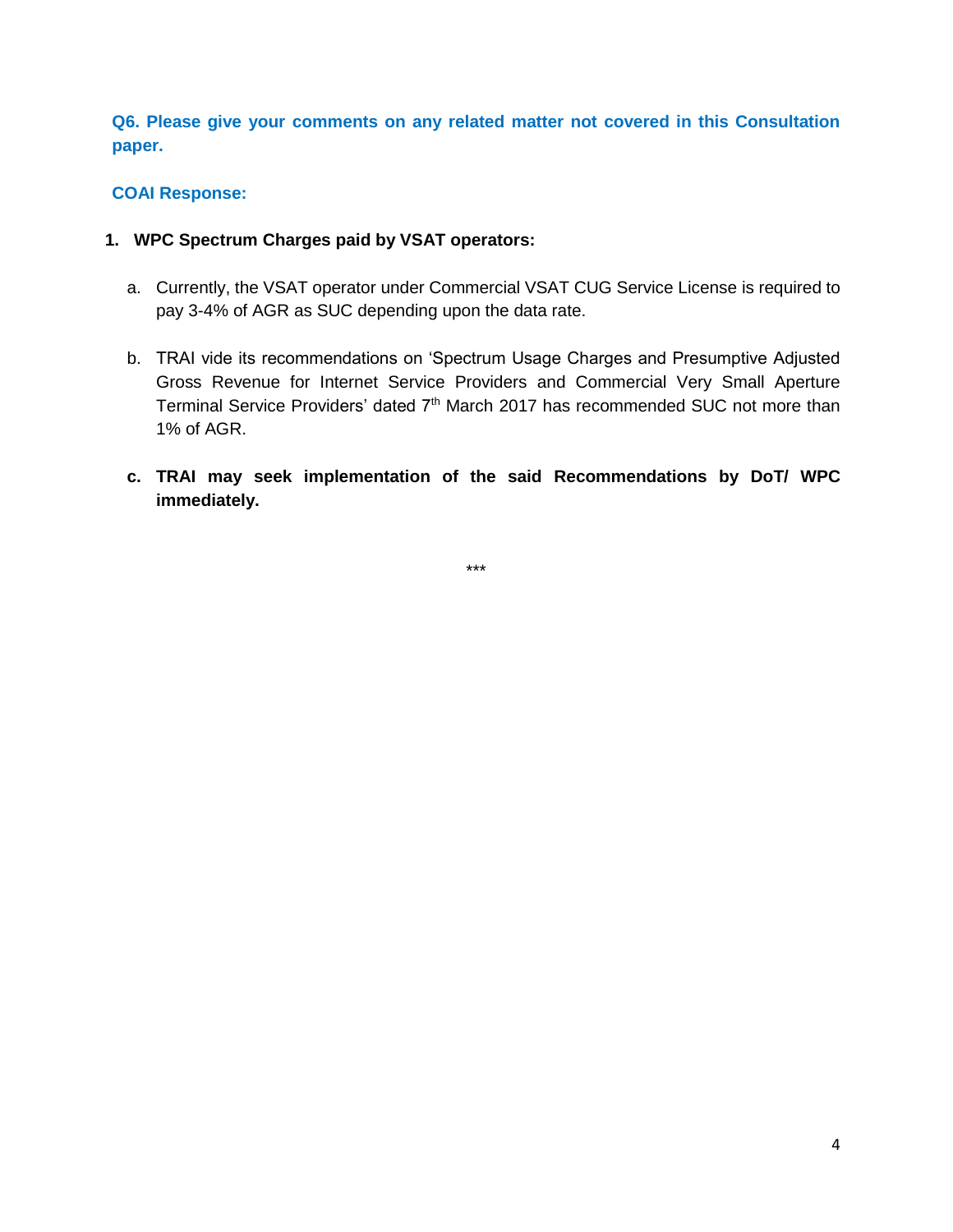**Q6. Please give your comments on any related matter not covered in this Consultation paper.**

**COAI Response:**

1. **WPC Spectrum Charges paid by VSAT operators:**

   a. Currently, the VSAT operator under Commercial VSAT CUG Service License is required to pay 3-4% of AGR as SUC depending upon the data rate.

   b. TRAI vide its recommendations on 'Spectrum Usage Charges and Presumptive Adjusted Gross Revenue for Internet Service Providers and Commercial Very Small Aperture Terminal Service Providers' dated 7th March 2017 has recommended SUC not more than 1% of AGR.

   **c. TRAI may seek implementation of the said Recommendations by DoT/ WPC immediately.**

***